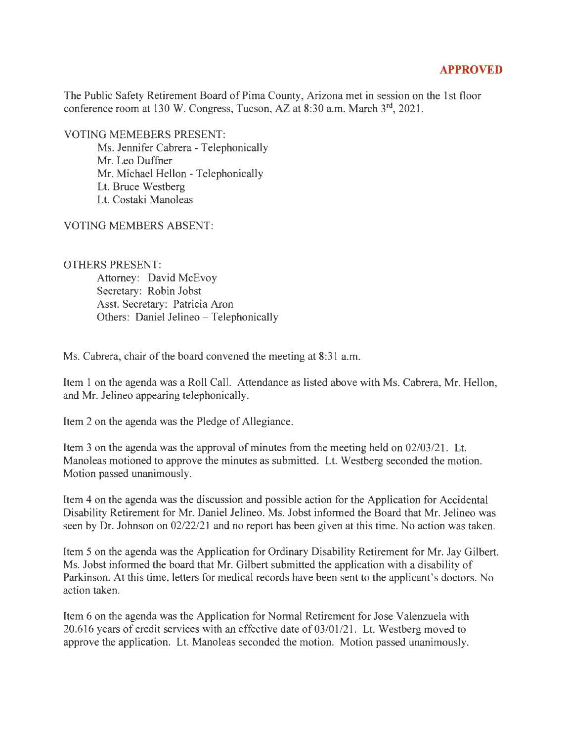**APPROVED**

The Public Safety Retirement Board of Pima County, Arizona met in session on the 1st floor conference room at 130 W. Congress, Tucson, AZ at 8:30 a.m. March 3rd, 2021.

VOTING MEMEBERS PRESENT:

Ms. Jennifer Cabrera - Telephonically
Mr. Leo Duffner
Mr. Michael Hellon - Telephonically
Lt. Bruce Westberg
Lt. Costaki Manoleas

VOTING MEMBERS ABSENT:

OTHERS PRESENT:

Attorney: David McEvoy
Secretary: Robin Jobst
Asst. Secretary: Patricia Aron
Others: Daniel Jelineo – Telephonically

Ms. Cabrera, chair of the board convened the meeting at 8:31 a.m.

Item 1 on the agenda was a Roll Call. Attendance as listed above with Ms. Cabrera, Mr. Hellon, and Mr. Jelineo appearing telephonically.

Item 2 on the agenda was the Pledge of Allegiance.

Item 3 on the agenda was the approval of minutes from the meeting held on 02/03/21. Lt. Manoleas motioned to approve the minutes as submitted. Lt. Westberg seconded the motion. Motion passed unanimously.

Item 4 on the agenda was the discussion and possible action for the Application for Accidental Disability Retirement for Mr. Daniel Jelineo. Ms. Jobst informed the Board that Mr. Jelineo was seen by Dr. Johnson on 02/22/21 and no report has been given at this time. No action was taken.

Item 5 on the agenda was the Application for Ordinary Disability Retirement for Mr. Jay Gilbert. Ms. Jobst informed the board that Mr. Gilbert submitted the application with a disability of Parkinson. At this time, letters for medical records have been sent to the applicant's doctors. No action taken.

Item 6 on the agenda was the Application for Normal Retirement for Jose Valenzuela with 20.616 years of credit services with an effective date of 03/01/21. Lt. Westberg moved to approve the application. Lt. Manoleas seconded the motion. Motion passed unanimously.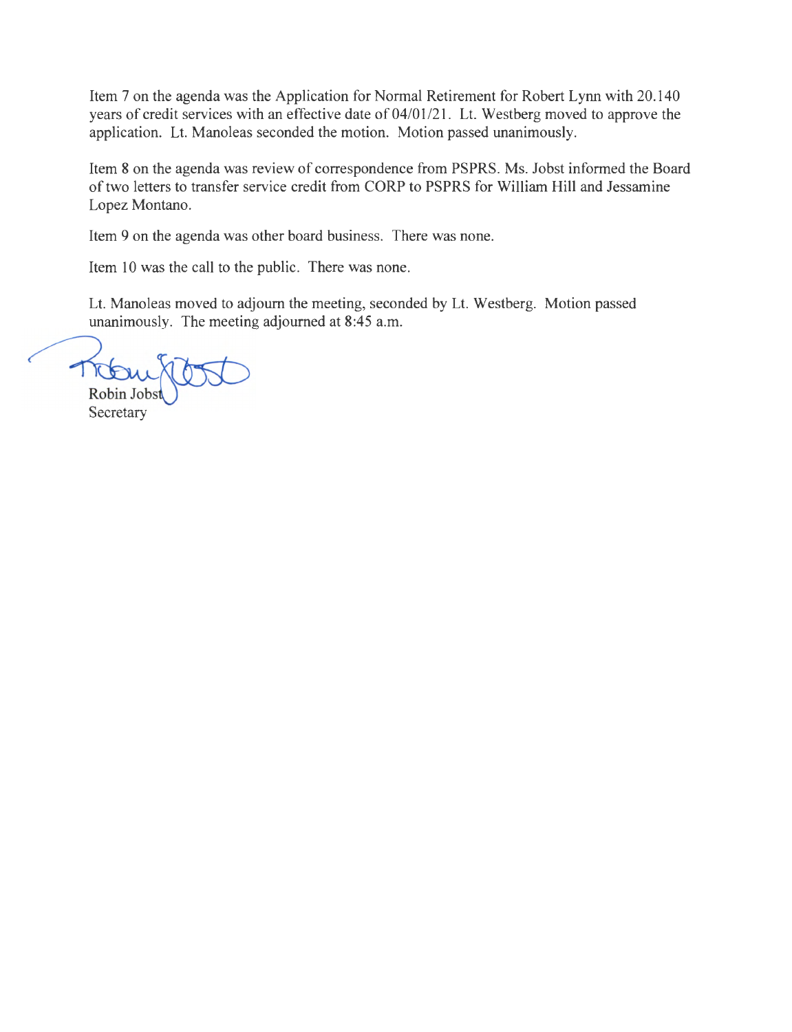Item 7 on the agenda was the Application for Normal Retirement for Robert Lynn with 20.140 years of credit services with an effective date of 04/01/21. Lt. Westberg moved to approve the application. Lt. Manoleas seconded the motion. Motion passed unanimously.

Item 8 on the agenda was review of correspondence from PSPRS. Ms. Jobst informed the Board of two letters to transfer service credit from CORP to PSPRS for William Hill and Jessamine Lopez Montano.

Item 9 on the agenda was other board business. There was none.

Item 10 was the call to the public. There was none.

Lt. Manoleas moved to adjourn the meeting, seconded by Lt. Westberg. Motion passed unanimously. The meeting adjourned at 8:45 a.m.

Robin Jobst
Secretary